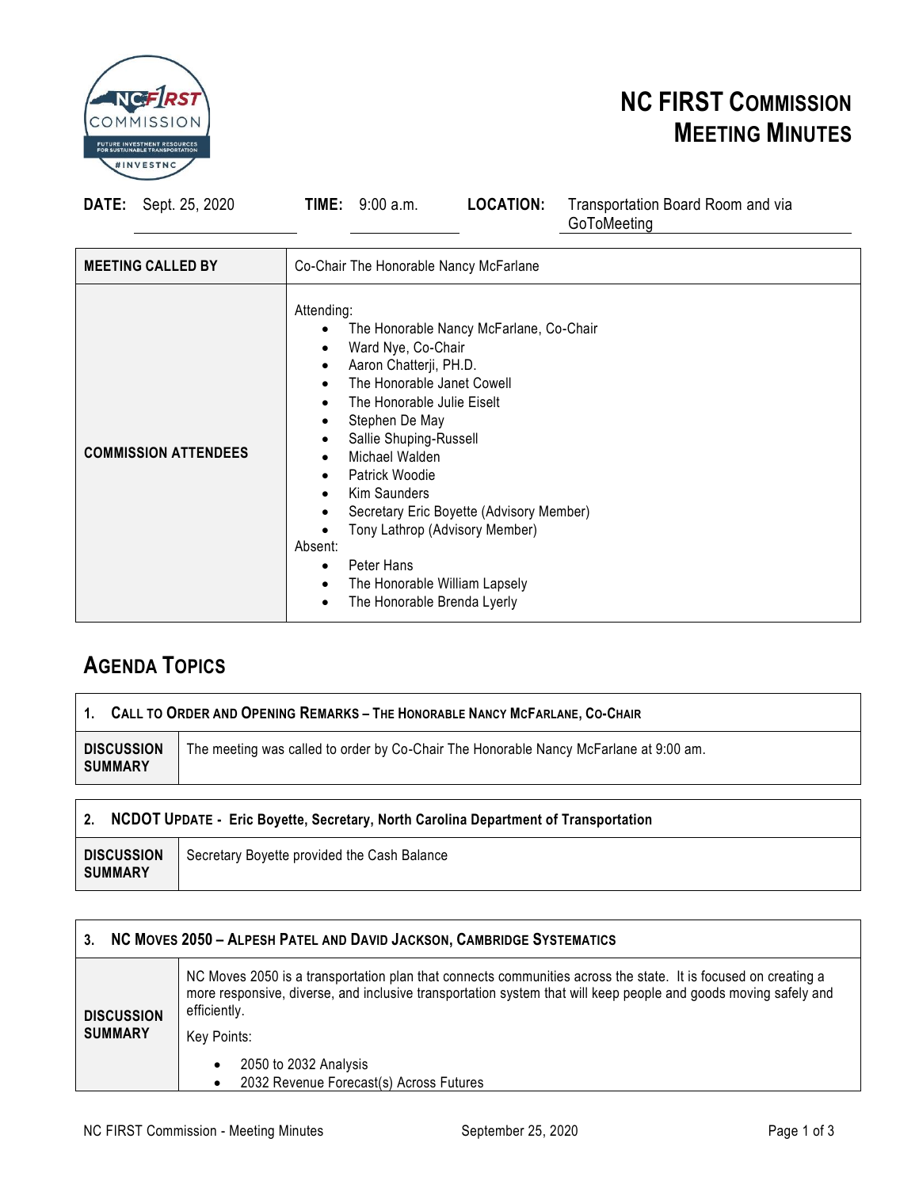# NC FIRST Commission Meeting Minutes

**DATE:** Sept. 25, 2020 **TIME:** 9:00 a.m. **LOCATION:** Transportation Board Room and via GoToMeeting

| | |
|---|---|
| **MEETING CALLED BY** | Co-Chair The Honorable Nancy McFarlane |
| **COMMISSION ATTENDEES** | Attending:<br>• The Honorable Nancy McFarlane, Co-Chair<br>• Ward Nye, Co-Chair<br>• Aaron Chatterji, PH.D.<br>• The Honorable Janet Cowell<br>• The Honorable Julie Eiselt<br>• Stephen De May<br>• Sallie Shuping-Russell<br>• Michael Walden<br>• Patrick Woodie<br>• Kim Saunders<br>• Secretary Eric Boyette (Advisory Member)<br>• Tony Lathrop (Advisory Member)<br>Absent:<br>• Peter Hans<br>• The Honorable William Lapsely<br>• The Honorable Brenda Lyerly |

## Agenda Topics

| **1. Call to Order and Opening Remarks – The Honorable Nancy McFarlane, Co-Chair** | |
|---|---|
| **DISCUSSION SUMMARY** | The meeting was called to order by Co-Chair The Honorable Nancy McFarlane at 9:00 am. |

| **2. NCDOT Update - Eric Boyette, Secretary, North Carolina Department of Transportation** | |
|---|---|
| **DISCUSSION SUMMARY** | Secretary Boyette provided the Cash Balance |

| **3. NC Moves 2050 – Alpesh Patel and David Jackson, Cambridge Systematics** | |
|---|---|
| **DISCUSSION SUMMARY** | NC Moves 2050 is a transportation plan that connects communities across the state. It is focused on creating a more responsive, diverse, and inclusive transportation system that will keep people and goods moving safely and efficiently.<br>Key Points:<br>• 2050 to 2032 Analysis<br>• 2032 Revenue Forecast(s) Across Futures |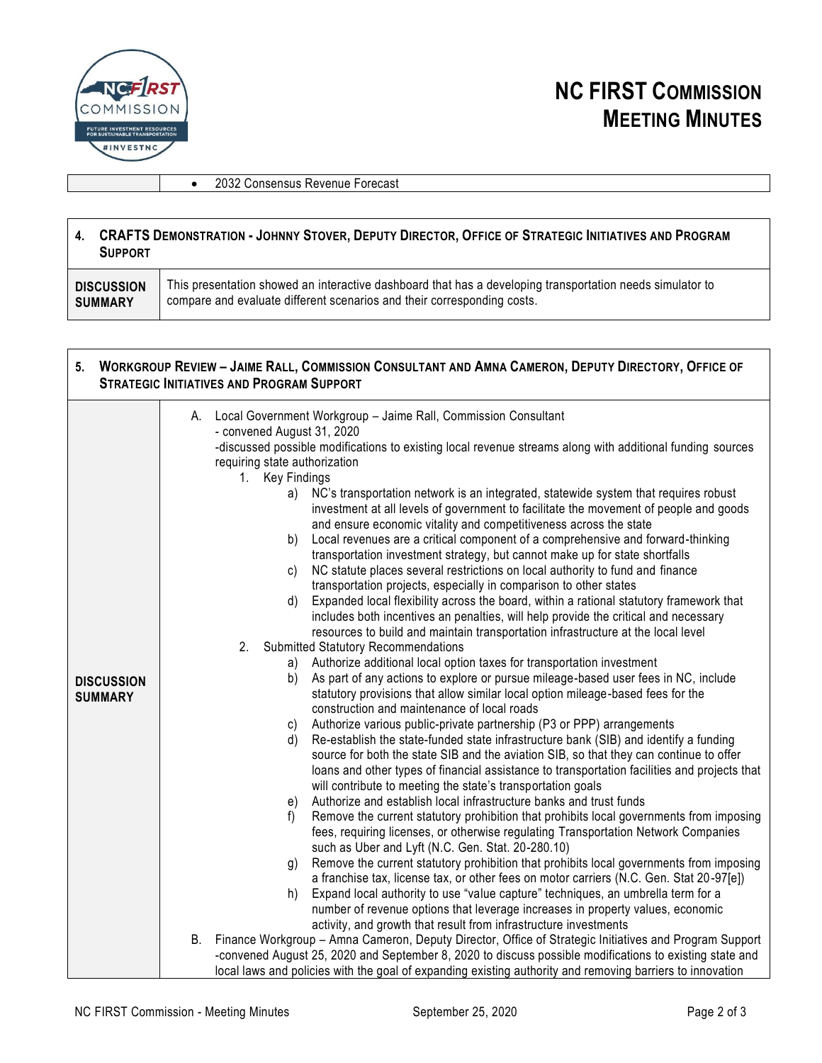| | • 2032 Consensus Revenue Forecast |
|---|---|

## 4. CRAFTS Demonstration - Johnny Stover, Deputy Director, Office of Strategic Initiatives and Program Support

| | |
|---|---|
| **DISCUSSION SUMMARY** | This presentation showed an interactive dashboard that has a developing transportation needs simulator to compare and evaluate different scenarios and their corresponding costs. |

## 5. Workgroup Review – Jaime Rall, Commission Consultant and Amna Cameron, Deputy Directory, Office of Strategic Initiatives and Program Support

**DISCUSSION SUMMARY**

A. Local Government Workgroup – Jaime Rall, Commission Consultant
- convened August 31, 2020
- discussed possible modifications to existing local revenue streams along with additional funding sources requiring state authorization

1. Key Findings
    a) NC's transportation network is an integrated, statewide system that requires robust investment at all levels of government to facilitate the movement of people and goods and ensure economic vitality and competitiveness across the state
    b) Local revenues are a critical component of a comprehensive and forward-thinking transportation investment strategy, but cannot make up for state shortfalls
    c) NC statute places several restrictions on local authority to fund and finance transportation projects, especially in comparison to other states
    d) Expanded local flexibility across the board, within a rational statutory framework that includes both incentives an penalties, will help provide the critical and necessary resources to build and maintain transportation infrastructure at the local level
2. Submitted Statutory Recommendations
    a) Authorize additional local option taxes for transportation investment
    b) As part of any actions to explore or pursue mileage-based user fees in NC, include statutory provisions that allow similar local option mileage-based fees for the construction and maintenance of local roads
    c) Authorize various public-private partnership (P3 or PPP) arrangements
    d) Re-establish the state-funded state infrastructure bank (SIB) and identify a funding source for both the state SIB and the aviation SIB, so that they can continue to offer loans and other types of financial assistance to transportation facilities and projects that will contribute to meeting the state's transportation goals
    e) Authorize and establish local infrastructure banks and trust funds
    f) Remove the current statutory prohibition that prohibits local governments from imposing fees, requiring licenses, or otherwise regulating Transportation Network Companies such as Uber and Lyft (N.C. Gen. Stat. 20-280.10)
    g) Remove the current statutory prohibition that prohibits local governments from imposing a franchise tax, license tax, or other fees on motor carriers (N.C. Gen. Stat 20-97[e])
    h) Expand local authority to use "value capture" techniques, an umbrella term for a number of revenue options that leverage increases in property values, economic activity, and growth that result from infrastructure investments

B. Finance Workgroup – Amna Cameron, Deputy Director, Office of Strategic Initiatives and Program Support
- convened August 25, 2020 and September 8, 2020 to discuss possible modifications to existing state and local laws and policies with the goal of expanding existing authority and removing barriers to innovation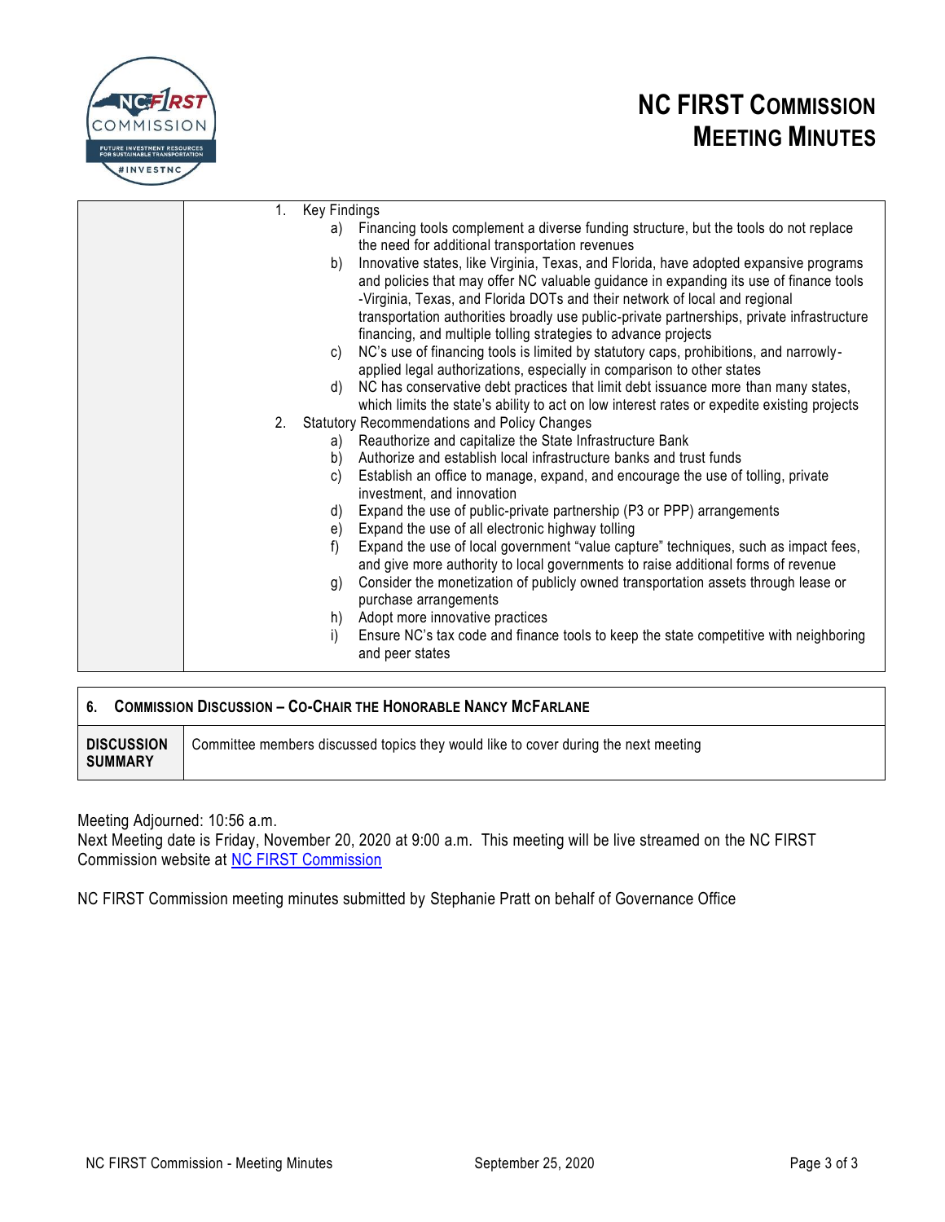# NC FIRST COMMISSION MEETING MINUTES

1. Key Findings
   a) Financing tools complement a diverse funding structure, but the tools do not replace the need for additional transportation revenues
   b) Innovative states, like Virginia, Texas, and Florida, have adopted expansive programs and policies that may offer NC valuable guidance in expanding its use of finance tools -Virginia, Texas, and Florida DOTs and their network of local and regional transportation authorities broadly use public-private partnerships, private infrastructure financing, and multiple tolling strategies to advance projects
   c) NC's use of financing tools is limited by statutory caps, prohibitions, and narrowly-applied legal authorizations, especially in comparison to other states
   d) NC has conservative debt practices that limit debt issuance more than many states, which limits the state's ability to act on low interest rates or expedite existing projects
2. Statutory Recommendations and Policy Changes
   a) Reauthorize and capitalize the State Infrastructure Bank
   b) Authorize and establish local infrastructure banks and trust funds
   c) Establish an office to manage, expand, and encourage the use of tolling, private investment, and innovation
   d) Expand the use of public-private partnership (P3 or PPP) arrangements
   e) Expand the use of all electronic highway tolling
   f) Expand the use of local government "value capture" techniques, such as impact fees, and give more authority to local governments to raise additional forms of revenue
   g) Consider the monetization of publicly owned transportation assets through lease or purchase arrangements
   h) Adopt more innovative practices
   i) Ensure NC's tax code and finance tools to keep the state competitive with neighboring and peer states

## 6. COMMISSION DISCUSSION – CO-CHAIR THE HONORABLE NANCY MCFARLANE

| | |
|---|---|
| **DISCUSSION SUMMARY** | Committee members discussed topics they would like to cover during the next meeting |

Meeting Adjourned: 10:56 a.m.
Next Meeting date is Friday, November 20, 2020 at 9:00 a.m. This meeting will be live streamed on the NC FIRST Commission website at NC FIRST Commission

NC FIRST Commission meeting minutes submitted by Stephanie Pratt on behalf of Governance Office